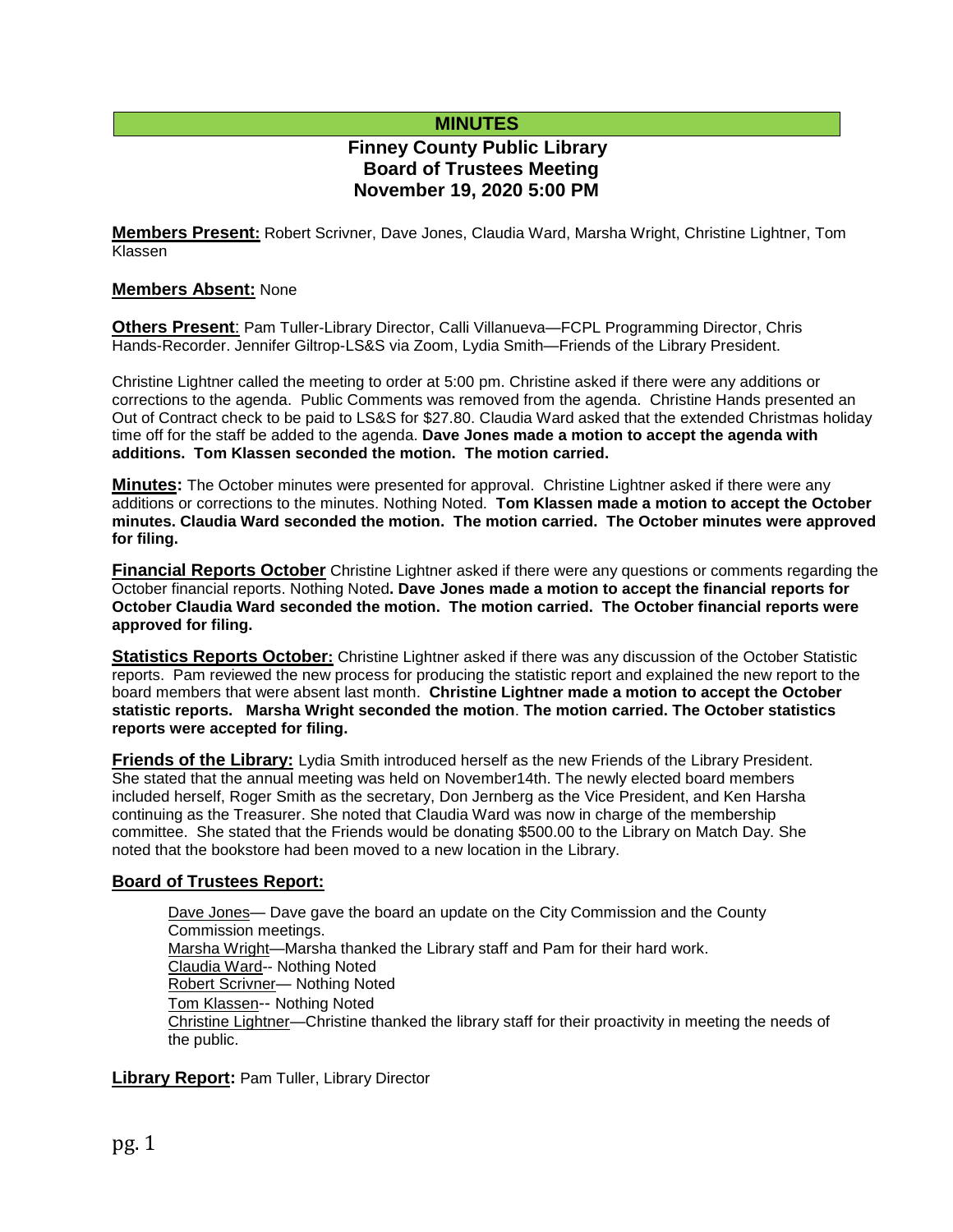# MINUTES

## Finney County Public Library Board of Trustees Meeting November 19, 2020 5:00 PM

**Members Present:** Robert Scrivner, Dave Jones, Claudia Ward, Marsha Wright, Christine Lightner, Tom Klassen

**Members Absent:** None

**Others Present**: Pam Tuller-Library Director, Calli Villanueva—FCPL Programming Director, Chris Hands-Recorder. Jennifer Giltrop-LS&S via Zoom, Lydia Smith—Friends of the Library President.

Christine Lightner called the meeting to order at 5:00 pm. Christine asked if there were any additions or corrections to the agenda. Public Comments was removed from the agenda. Christine Hands presented an Out of Contract check to be paid to LS&S for $27.80. Claudia Ward asked that the extended Christmas holiday time off for the staff be added to the agenda. **Dave Jones made a motion to accept the agenda with additions. Tom Klassen seconded the motion. The motion carried.**

**Minutes:** The October minutes were presented for approval. Christine Lightner asked if there were any additions or corrections to the minutes. Nothing Noted. **Tom Klassen made a motion to accept the October minutes. Claudia Ward seconded the motion. The motion carried. The October minutes were approved for filing.**

**Financial Reports October** Christine Lightner asked if there were any questions or comments regarding the October financial reports. Nothing Noted**. Dave Jones made a motion to accept the financial reports for October Claudia Ward seconded the motion. The motion carried. The October financial reports were approved for filing.**

**Statistics Reports October:** Christine Lightner asked if there was any discussion of the October Statistic reports. Pam reviewed the new process for producing the statistic report and explained the new report to the board members that were absent last month. **Christine Lightner made a motion to accept the October statistic reports. Marsha Wright seconded the motion**. **The motion carried. The October statistics reports were accepted for filing.**

**Friends of the Library:** Lydia Smith introduced herself as the new Friends of the Library President. She stated that the annual meeting was held on November14th. The newly elected board members included herself, Roger Smith as the secretary, Don Jernberg as the Vice President, and Ken Harsha continuing as the Treasurer. She noted that Claudia Ward was now in charge of the membership committee. She stated that the Friends would be donating $500.00 to the Library on Match Day. She noted that the bookstore had been moved to a new location in the Library.

**Board of Trustees Report:**

Dave Jones— Dave gave the board an update on the City Commission and the County Commission meetings.
Marsha Wright—Marsha thanked the Library staff and Pam for their hard work.
Claudia Ward-- Nothing Noted
Robert Scrivner— Nothing Noted
Tom Klassen-- Nothing Noted
Christine Lightner—Christine thanked the library staff for their proactivity in meeting the needs of the public.

**Library Report:** Pam Tuller, Library Director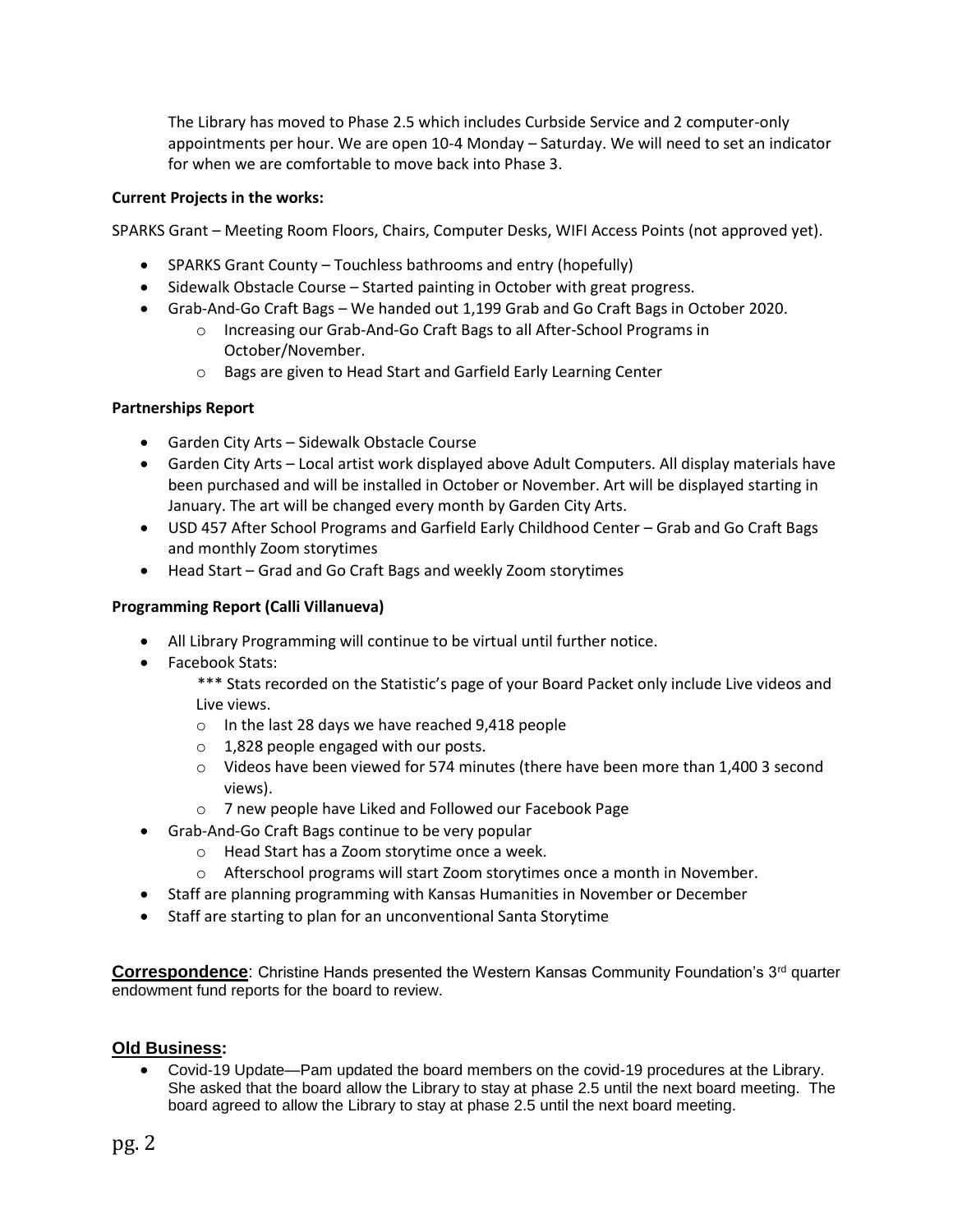The Library has moved to Phase 2.5 which includes Curbside Service and 2 computer-only appointments per hour. We are open 10-4 Monday – Saturday. We will need to set an indicator for when we are comfortable to move back into Phase 3.

**Current Projects in the works:**

SPARKS Grant – Meeting Room Floors, Chairs, Computer Desks, WIFI Access Points (not approved yet).

- SPARKS Grant County – Touchless bathrooms and entry (hopefully)
- Sidewalk Obstacle Course – Started painting in October with great progress.
- Grab-And-Go Craft Bags – We handed out 1,199 Grab and Go Craft Bags in October 2020.
    - Increasing our Grab-And-Go Craft Bags to all After-School Programs in October/November.
    - Bags are given to Head Start and Garfield Early Learning Center

**Partnerships Report**

- Garden City Arts – Sidewalk Obstacle Course
- Garden City Arts – Local artist work displayed above Adult Computers. All display materials have been purchased and will be installed in October or November. Art will be displayed starting in January. The art will be changed every month by Garden City Arts.
- USD 457 After School Programs and Garfield Early Childhood Center – Grab and Go Craft Bags and monthly Zoom storytimes
- Head Start – Grad and Go Craft Bags and weekly Zoom storytimes

**Programming Report (Calli Villanueva)**

- All Library Programming will continue to be virtual until further notice.
- Facebook Stats:
    *** Stats recorded on the Statistic's page of your Board Packet only include Live videos and Live views.
    - In the last 28 days we have reached 9,418 people
    - 1,828 people engaged with our posts.
    - Videos have been viewed for 574 minutes (there have been more than 1,400 3 second views).
    - 7 new people have Liked and Followed our Facebook Page
- Grab-And-Go Craft Bags continue to be very popular
    - Head Start has a Zoom storytime once a week.
    - Afterschool programs will start Zoom storytimes once a month in November.
- Staff are planning programming with Kansas Humanities in November or December
- Staff are starting to plan for an unconventional Santa Storytime

**Correspondence**: Christine Hands presented the Western Kansas Community Foundation's 3rd quarter endowment fund reports for the board to review.

**Old Business:**

- Covid-19 Update—Pam updated the board members on the covid-19 procedures at the Library. She asked that the board allow the Library to stay at phase 2.5 until the next board meeting. The board agreed to allow the Library to stay at phase 2.5 until the next board meeting.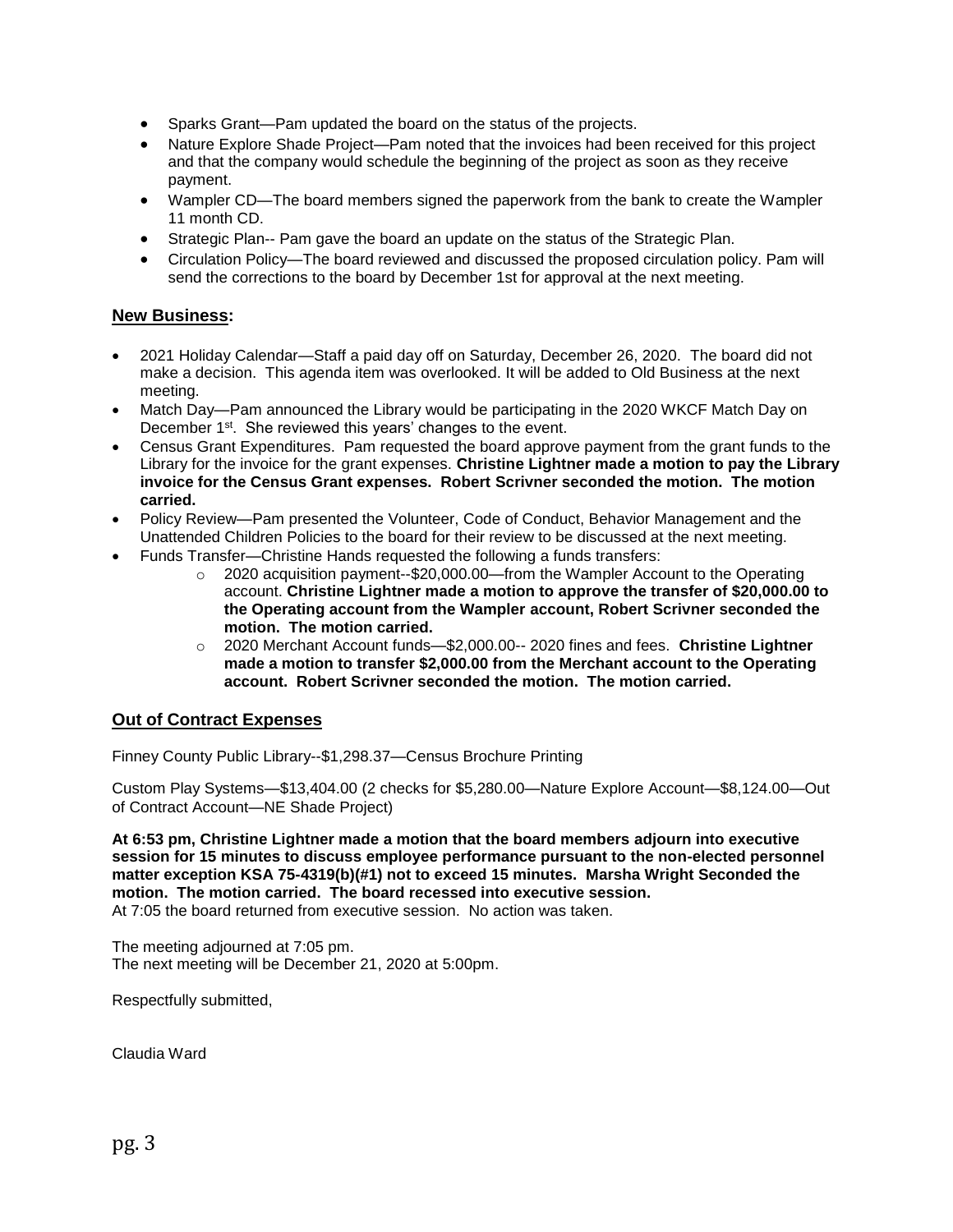- Sparks Grant—Pam updated the board on the status of the projects.
- Nature Explore Shade Project—Pam noted that the invoices had been received for this project and that the company would schedule the beginning of the project as soon as they receive payment.
- Wampler CD—The board members signed the paperwork from the bank to create the Wampler 11 month CD.
- Strategic Plan-- Pam gave the board an update on the status of the Strategic Plan.
- Circulation Policy—The board reviewed and discussed the proposed circulation policy. Pam will send the corrections to the board by December 1st for approval at the next meeting.

## New Business:

- 2021 Holiday Calendar—Staff a paid day off on Saturday, December 26, 2020. The board did not make a decision. This agenda item was overlooked. It will be added to Old Business at the next meeting.
- Match Day—Pam announced the Library would be participating in the 2020 WKCF Match Day on December 1st. She reviewed this years' changes to the event.
- Census Grant Expenditures. Pam requested the board approve payment from the grant funds to the Library for the invoice for the grant expenses. **Christine Lightner made a motion to pay the Library invoice for the Census Grant expenses. Robert Scrivner seconded the motion. The motion carried.**
- Policy Review—Pam presented the Volunteer, Code of Conduct, Behavior Management and the Unattended Children Policies to the board for their review to be discussed at the next meeting.
- Funds Transfer—Christine Hands requested the following a funds transfers:
    - 2020 acquisition payment--$20,000.00—from the Wampler Account to the Operating account. **Christine Lightner made a motion to approve the transfer of $20,000.00 to the Operating account from the Wampler account, Robert Scrivner seconded the motion. The motion carried.**
    - 2020 Merchant Account funds—$2,000.00-- 2020 fines and fees. **Christine Lightner made a motion to transfer $2,000.00 from the Merchant account to the Operating account. Robert Scrivner seconded the motion. The motion carried.**

## Out of Contract Expenses

Finney County Public Library--$1,298.37—Census Brochure Printing

Custom Play Systems—$13,404.00 (2 checks for $5,280.00—Nature Explore Account—$8,124.00—Out of Contract Account—NE Shade Project)

**At 6:53 pm, Christine Lightner made a motion that the board members adjourn into executive session for 15 minutes to discuss employee performance pursuant to the non-elected personnel matter exception KSA 75-4319(b)(#1) not to exceed 15 minutes. Marsha Wright Seconded the motion. The motion carried. The board recessed into executive session.**
At 7:05 the board returned from executive session. No action was taken.

The meeting adjourned at 7:05 pm.
The next meeting will be December 21, 2020 at 5:00pm.

Respectfully submitted,

Claudia Ward